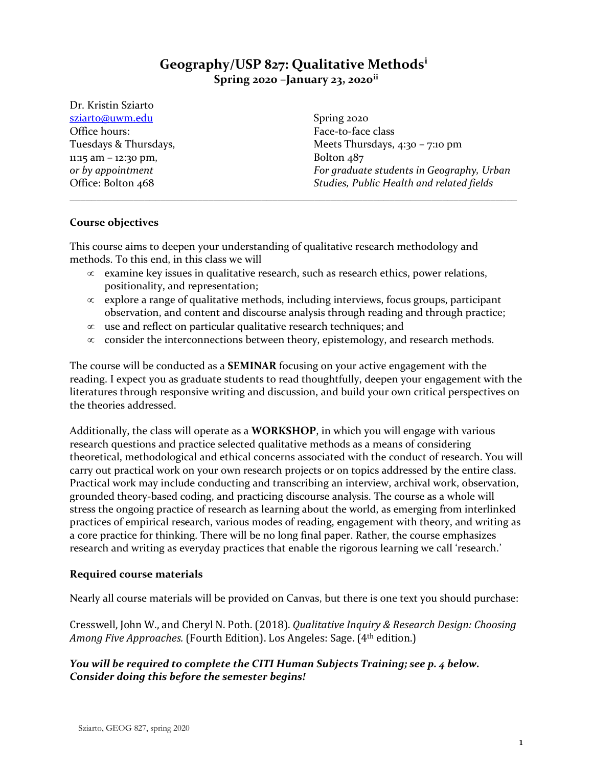# Geography/USP 827: Qualitative Methods[i]

**Spring 2020 –January 23, 2020[ii]**

Dr. Kristin Sziarto
sziarto@uwm.edu
Office hours:
Tuesdays & Thursdays,
11:15 am – 12:30 pm,
*or by appointment*
Office: Bolton 468

Spring 2020
Face-to-face class
Meets Thursdays, 4:30 – 7:10 pm
Bolton 487
*For graduate students in Geography, Urban Studies, Public Health and related fields*

---

### Course objectives

This course aims to deepen your understanding of qualitative research methodology and methods. To this end, in this class we will

- examine key issues in qualitative research, such as research ethics, power relations, positionality, and representation;
- explore a range of qualitative methods, including interviews, focus groups, participant observation, and content and discourse analysis through reading and through practice;
- use and reflect on particular qualitative research techniques; and
- consider the interconnections between theory, epistemology, and research methods.

The course will be conducted as a **SEMINAR** focusing on your active engagement with the reading. I expect you as graduate students to read thoughtfully, deepen your engagement with the literatures through responsive writing and discussion, and build your own critical perspectives on the theories addressed.

Additionally, the class will operate as a **WORKSHOP**, in which you will engage with various research questions and practice selected qualitative methods as a means of considering theoretical, methodological and ethical concerns associated with the conduct of research. You will carry out practical work on your own research projects or on topics addressed by the entire class. Practical work may include conducting and transcribing an interview, archival work, observation, grounded theory-based coding, and practicing discourse analysis. The course as a whole will stress the ongoing practice of research as learning about the world, as emerging from interlinked practices of empirical research, various modes of reading, engagement with theory, and writing as a core practice for thinking. There will be no long final paper. Rather, the course emphasizes research and writing as everyday practices that enable the rigorous learning we call 'research.'

### Required course materials

Nearly all course materials will be provided on Canvas, but there is one text you should purchase:

Cresswell, John W., and Cheryl N. Poth. (2018). *Qualitative Inquiry & Research Design: Choosing Among Five Approaches.* (Fourth Edition). Los Angeles: Sage. (4th edition.)

***You will be required to complete the CITI Human Subjects Training; see p. 4 below. Consider doing this before the semester begins!***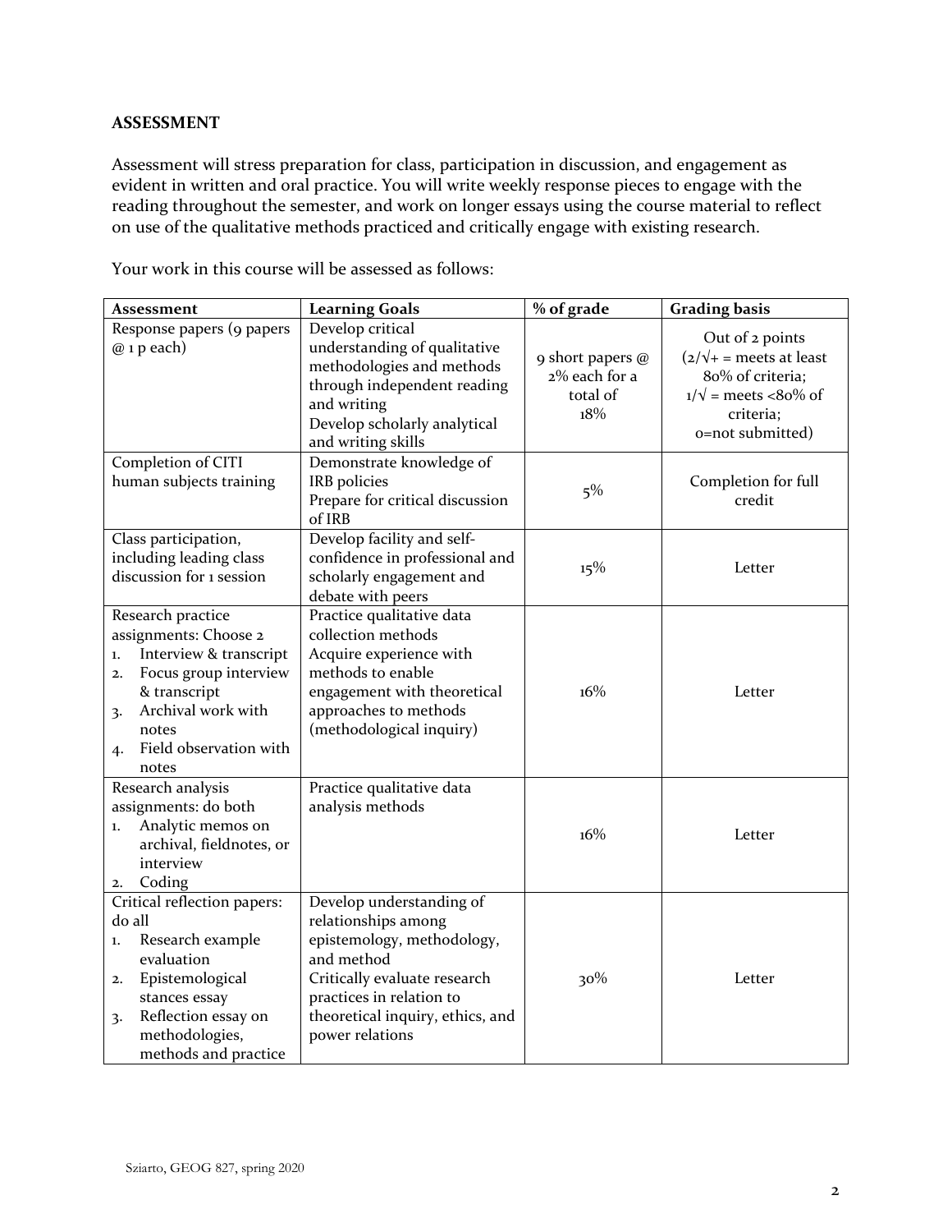**ASSESSMENT**

Assessment will stress preparation for class, participation in discussion, and engagement as evident in written and oral practice. You will write weekly response pieces to engage with the reading throughout the semester, and work on longer essays using the course material to reflect on use of the qualitative methods practiced and critically engage with existing research.

Your work in this course will be assessed as follows:

| Assessment | Learning Goals | % of grade | Grading basis |
|---|---|---|---|
| Response papers (9 papers @ 1 p each) | Develop critical understanding of qualitative methodologies and methods through independent reading and writing<br>Develop scholarly analytical and writing skills | 9 short papers @ 2% each for a total of 18% | Out of 2 points (2/√+ = meets at least 80% of criteria; 1/√ = meets <80% of criteria; 0=not submitted) |
| Completion of CITI human subjects training | Demonstrate knowledge of IRB policies<br>Prepare for critical discussion of IRB | 5% | Completion for full credit |
| Class participation, including leading class discussion for 1 session | Develop facility and self-confidence in professional and scholarly engagement and debate with peers | 15% | Letter |
| Research practice assignments: Choose 2<br>1. Interview & transcript<br>2. Focus group interview & transcript<br>3. Archival work with notes<br>4. Field observation with notes | Practice qualitative data collection methods<br>Acquire experience with methods to enable engagement with theoretical approaches to methods (methodological inquiry) | 16% | Letter |
| Research analysis assignments: do both<br>1. Analytic memos on archival, fieldnotes, or interview<br>2. Coding | Practice qualitative data analysis methods | 16% | Letter |
| Critical reflection papers: do all<br>1. Research example evaluation<br>2. Epistemological stances essay<br>3. Reflection essay on methodologies, methods and practice | Develop understanding of relationships among epistemology, methodology, and method<br>Critically evaluate research practices in relation to theoretical inquiry, ethics, and power relations | 30% | Letter |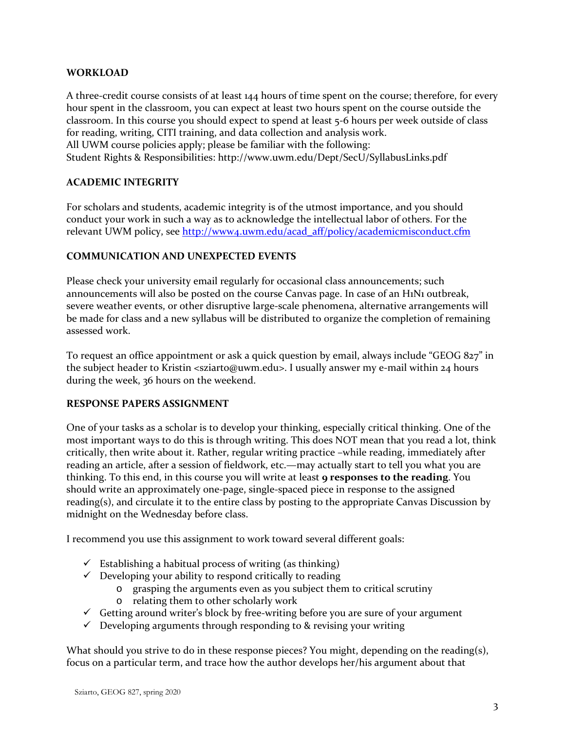## WORKLOAD

A three-credit course consists of at least 144 hours of time spent on the course; therefore, for every hour spent in the classroom, you can expect at least two hours spent on the course outside the classroom. In this course you should expect to spend at least 5-6 hours per week outside of class for reading, writing, CITI training, and data collection and analysis work.
All UWM course policies apply; please be familiar with the following:
Student Rights & Responsibilities: http://www.uwm.edu/Dept/SecU/SyllabusLinks.pdf

## ACADEMIC INTEGRITY

For scholars and students, academic integrity is of the utmost importance, and you should conduct your work in such a way as to acknowledge the intellectual labor of others. For the relevant UWM policy, see http://www4.uwm.edu/acad_aff/policy/academicmisconduct.cfm

## COMMUNICATION AND UNEXPECTED EVENTS

Please check your university email regularly for occasional class announcements; such announcements will also be posted on the course Canvas page. In case of an H1N1 outbreak, severe weather events, or other disruptive large-scale phenomena, alternative arrangements will be made for class and a new syllabus will be distributed to organize the completion of remaining assessed work.

To request an office appointment or ask a quick question by email, always include "GEOG 827" in the subject header to Kristin <sziarto@uwm.edu>. I usually answer my e-mail within 24 hours during the week, 36 hours on the weekend.

## RESPONSE PAPERS ASSIGNMENT

One of your tasks as a scholar is to develop your thinking, especially critical thinking. One of the most important ways to do this is through writing. This does NOT mean that you read a lot, think critically, then write about it. Rather, regular writing practice –while reading, immediately after reading an article, after a session of fieldwork, etc.—may actually start to tell you what you are thinking. To this end, in this course you will write at least **9 responses to the reading**. You should write an approximately one-page, single-spaced piece in response to the assigned reading(s), and circulate it to the entire class by posting to the appropriate Canvas Discussion by midnight on the Wednesday before class.

I recommend you use this assignment to work toward several different goals:

- ✓ Establishing a habitual process of writing (as thinking)
- ✓ Developing your ability to respond critically to reading
    - o grasping the arguments even as you subject them to critical scrutiny
    - o relating them to other scholarly work
- ✓ Getting around writer's block by free-writing before you are sure of your argument
- ✓ Developing arguments through responding to & revising your writing

What should you strive to do in these response pieces? You might, depending on the reading(s), focus on a particular term, and trace how the author develops her/his argument about that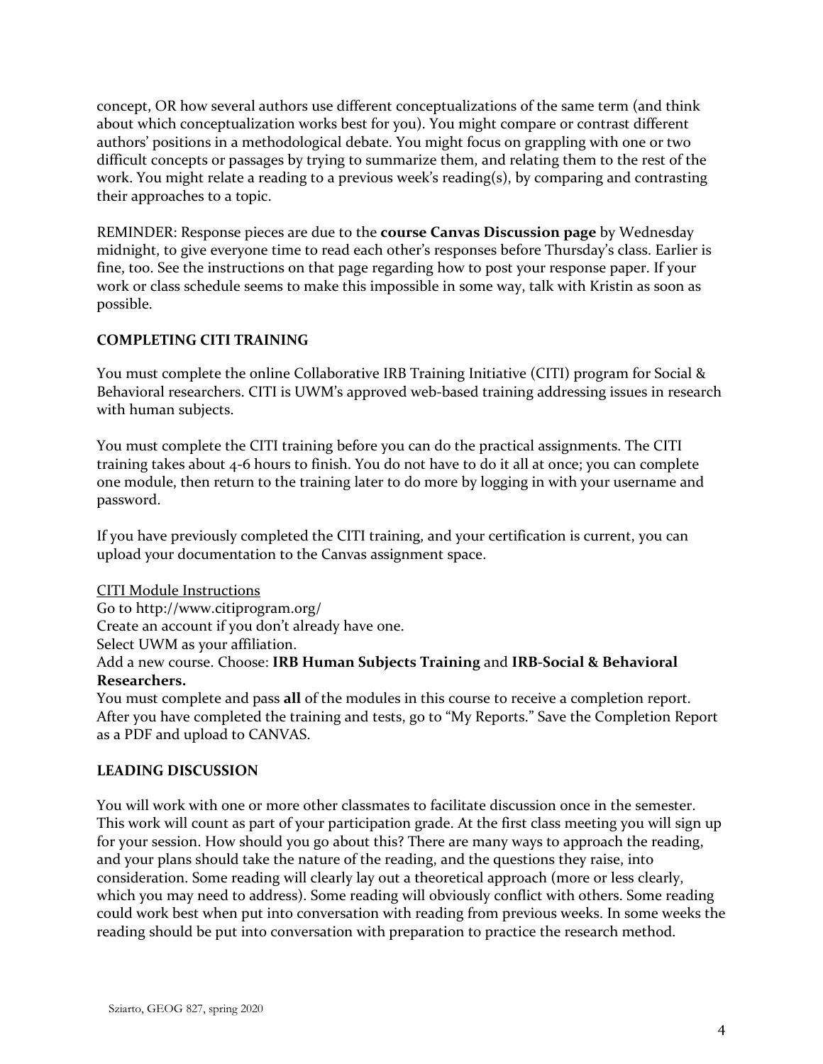concept, OR how several authors use different conceptualizations of the same term (and think about which conceptualization works best for you). You might compare or contrast different authors' positions in a methodological debate. You might focus on grappling with one or two difficult concepts or passages by trying to summarize them, and relating them to the rest of the work. You might relate a reading to a previous week's reading(s), by comparing and contrasting their approaches to a topic.

REMINDER: Response pieces are due to the **course Canvas Discussion page** by Wednesday midnight, to give everyone time to read each other's responses before Thursday's class. Earlier is fine, too. See the instructions on that page regarding how to post your response paper. If your work or class schedule seems to make this impossible in some way, talk with Kristin as soon as possible.

### COMPLETING CITI TRAINING

You must complete the online Collaborative IRB Training Initiative (CITI) program for Social & Behavioral researchers. CITI is UWM's approved web-based training addressing issues in research with human subjects.

You must complete the CITI training before you can do the practical assignments. The CITI training takes about 4-6 hours to finish. You do not have to do it all at once; you can complete one module, then return to the training later to do more by logging in with your username and password.

If you have previously completed the CITI training, and your certification is current, you can upload your documentation to the Canvas assignment space.

<u>CITI Module Instructions</u>
Go to http://www.citiprogram.org/
Create an account if you don't already have one.
Select UWM as your affiliation.
Add a new course. Choose: **IRB Human Subjects Training** and **IRB-Social & Behavioral Researchers.**
You must complete and pass **all** of the modules in this course to receive a completion report. After you have completed the training and tests, go to "My Reports." Save the Completion Report as a PDF and upload to CANVAS.

### LEADING DISCUSSION

You will work with one or more other classmates to facilitate discussion once in the semester. This work will count as part of your participation grade. At the first class meeting you will sign up for your session. How should you go about this? There are many ways to approach the reading, and your plans should take the nature of the reading, and the questions they raise, into consideration. Some reading will clearly lay out a theoretical approach (more or less clearly, which you may need to address). Some reading will obviously conflict with others. Some reading could work best when put into conversation with reading from previous weeks. In some weeks the reading should be put into conversation with preparation to practice the research method.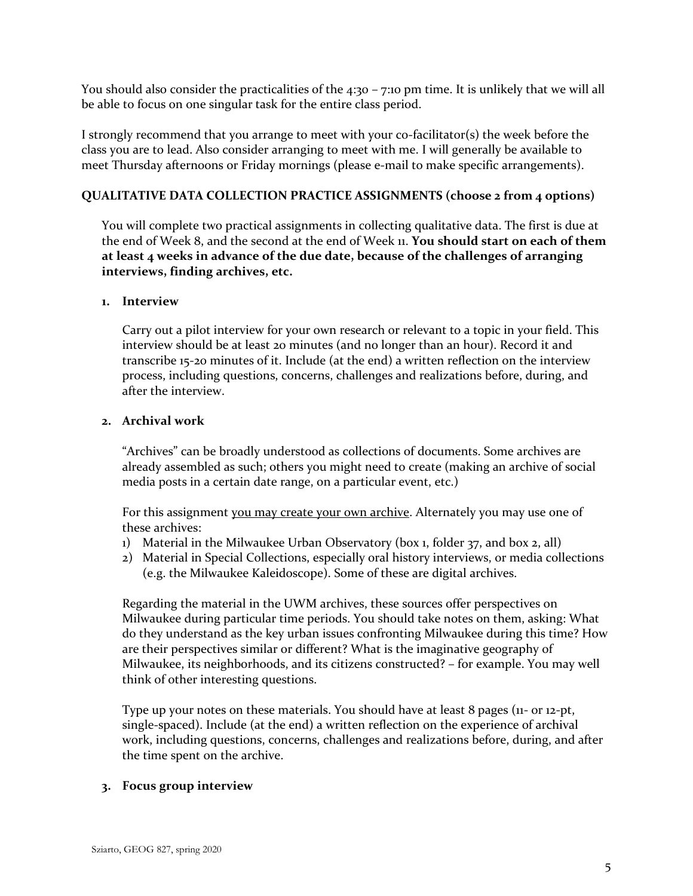You should also consider the practicalities of the 4:30 – 7:10 pm time. It is unlikely that we will all be able to focus on one singular task for the entire class period.

I strongly recommend that you arrange to meet with your co-facilitator(s) the week before the class you are to lead. Also consider arranging to meet with me. I will generally be available to meet Thursday afternoons or Friday mornings (please e-mail to make specific arrangements).

**QUALITATIVE DATA COLLECTION PRACTICE ASSIGNMENTS (choose 2 from 4 options)**

You will complete two practical assignments in collecting qualitative data. The first is due at the end of Week 8, and the second at the end of Week 11. **You should start on each of them at least 4 weeks in advance of the due date, because of the challenges of arranging interviews, finding archives, etc.**

1. **Interview**

   Carry out a pilot interview for your own research or relevant to a topic in your field. This interview should be at least 20 minutes (and no longer than an hour). Record it and transcribe 15-20 minutes of it. Include (at the end) a written reflection on the interview process, including questions, concerns, challenges and realizations before, during, and after the interview.

2. **Archival work**

   "Archives" can be broadly understood as collections of documents. Some archives are already assembled as such; others you might need to create (making an archive of social media posts in a certain date range, on a particular event, etc.)

   For this assignment <u>you may create your own archive</u>. Alternately you may use one of these archives:

   1) Material in the Milwaukee Urban Observatory (box 1, folder 37, and box 2, all)
   2) Material in Special Collections, especially oral history interviews, or media collections (e.g. the Milwaukee Kaleidoscope). Some of these are digital archives.

   Regarding the material in the UWM archives, these sources offer perspectives on Milwaukee during particular time periods. You should take notes on them, asking: What do they understand as the key urban issues confronting Milwaukee during this time? How are their perspectives similar or different? What is the imaginative geography of Milwaukee, its neighborhoods, and its citizens constructed? – for example. You may well think of other interesting questions.

   Type up your notes on these materials. You should have at least 8 pages (11- or 12-pt, single-spaced). Include (at the end) a written reflection on the experience of archival work, including questions, concerns, challenges and realizations before, during, and after the time spent on the archive.

3. **Focus group interview**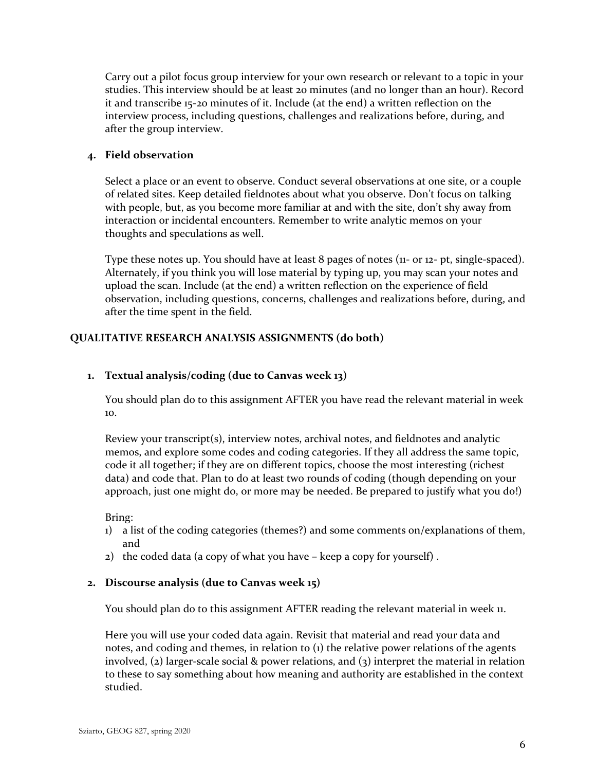Carry out a pilot focus group interview for your own research or relevant to a topic in your studies. This interview should be at least 20 minutes (and no longer than an hour). Record it and transcribe 15-20 minutes of it. Include (at the end) a written reflection on the interview process, including questions, challenges and realizations before, during, and after the group interview.

4. **Field observation**

   Select a place or an event to observe. Conduct several observations at one site, or a couple of related sites. Keep detailed fieldnotes about what you observe. Don't focus on talking with people, but, as you become more familiar at and with the site, don't shy away from interaction or incidental encounters. Remember to write analytic memos on your thoughts and speculations as well.

   Type these notes up. You should have at least 8 pages of notes (11- or 12- pt, single-spaced). Alternately, if you think you will lose material by typing up, you may scan your notes and upload the scan. Include (at the end) a written reflection on the experience of field observation, including questions, concerns, challenges and realizations before, during, and after the time spent in the field.

**QUALITATIVE RESEARCH ANALYSIS ASSIGNMENTS (do both)**

1. **Textual analysis/coding (due to Canvas week 13)**

   You should plan do to this assignment AFTER you have read the relevant material in week 10.

   Review your transcript(s), interview notes, archival notes, and fieldnotes and analytic memos, and explore some codes and coding categories. If they all address the same topic, code it all together; if they are on different topics, choose the most interesting (richest data) and code that. Plan to do at least two rounds of coding (though depending on your approach, just one might do, or more may be needed. Be prepared to justify what you do!)

   Bring:
   1) a list of the coding categories (themes?) and some comments on/explanations of them, and
   2) the coded data (a copy of what you have – keep a copy for yourself) .

2. **Discourse analysis (due to Canvas week 15)**

   You should plan do to this assignment AFTER reading the relevant material in week 11.

   Here you will use your coded data again. Revisit that material and read your data and notes, and coding and themes, in relation to (1) the relative power relations of the agents involved, (2) larger-scale social & power relations, and (3) interpret the material in relation to these to say something about how meaning and authority are established in the context studied.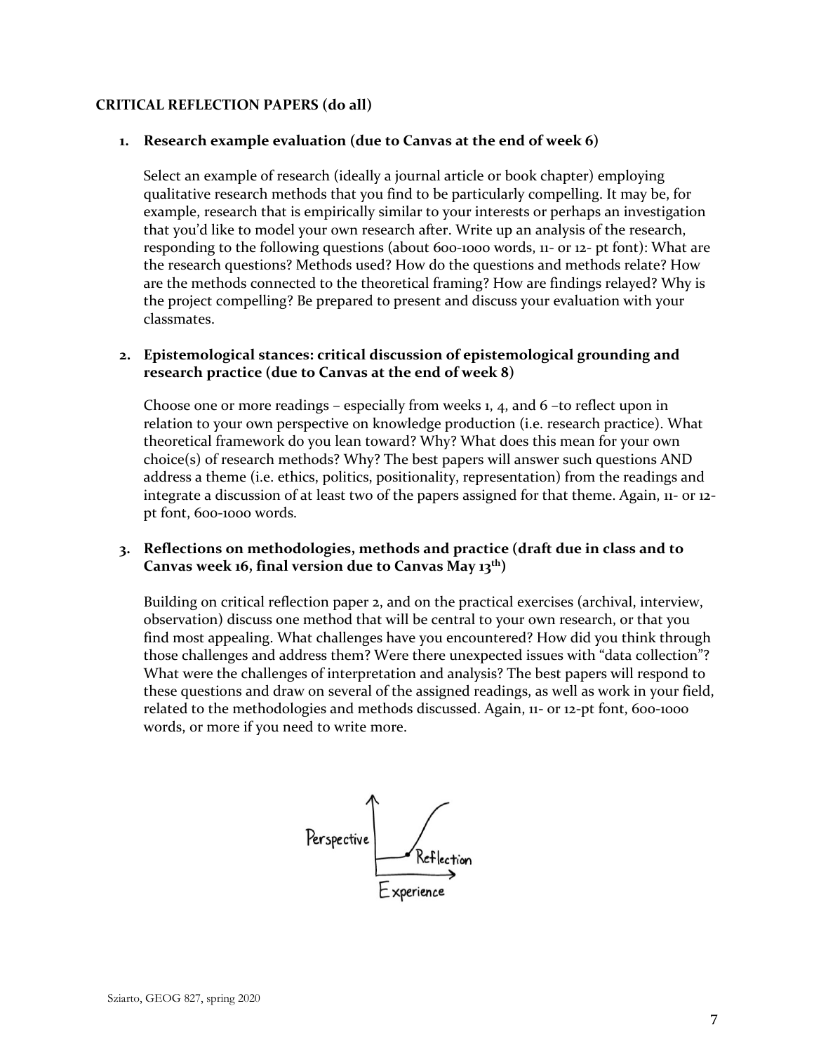**CRITICAL REFLECTION PAPERS (do all)**

1. **Research example evaluation (due to Canvas at the end of week 6)**

   Select an example of research (ideally a journal article or book chapter) employing qualitative research methods that you find to be particularly compelling. It may be, for example, research that is empirically similar to your interests or perhaps an investigation that you'd like to model your own research after. Write up an analysis of the research, responding to the following questions (about 600-1000 words, 11- or 12- pt font): What are the research questions? Methods used? How do the questions and methods relate? How are the methods connected to the theoretical framing? How are findings relayed? Why is the project compelling? Be prepared to present and discuss your evaluation with your classmates.

2. **Epistemological stances: critical discussion of epistemological grounding and research practice (due to Canvas at the end of week 8)**

   Choose one or more readings – especially from weeks 1, 4, and 6 –to reflect upon in relation to your own perspective on knowledge production (i.e. research practice). What theoretical framework do you lean toward? Why? What does this mean for your own choice(s) of research methods? Why? The best papers will answer such questions AND address a theme (i.e. ethics, politics, positionality, representation) from the readings and integrate a discussion of at least two of the papers assigned for that theme. Again, 11- or 12-pt font, 600-1000 words.

3. **Reflections on methodologies, methods and practice (draft due in class and to Canvas week 16, final version due to Canvas May 13th)**

   Building on critical reflection paper 2, and on the practical exercises (archival, interview, observation) discuss one method that will be central to your own research, or that you find most appealing. What challenges have you encountered? How did you think through those challenges and address them? Were there unexpected issues with "data collection"? What were the challenges of interpretation and analysis? The best papers will respond to these questions and draw on several of the assigned readings, as well as work in your field, related to the methodologies and methods discussed. Again, 11- or 12-pt font, 600-1000 words, or more if you need to write more.

Perspective

Reflection

Experience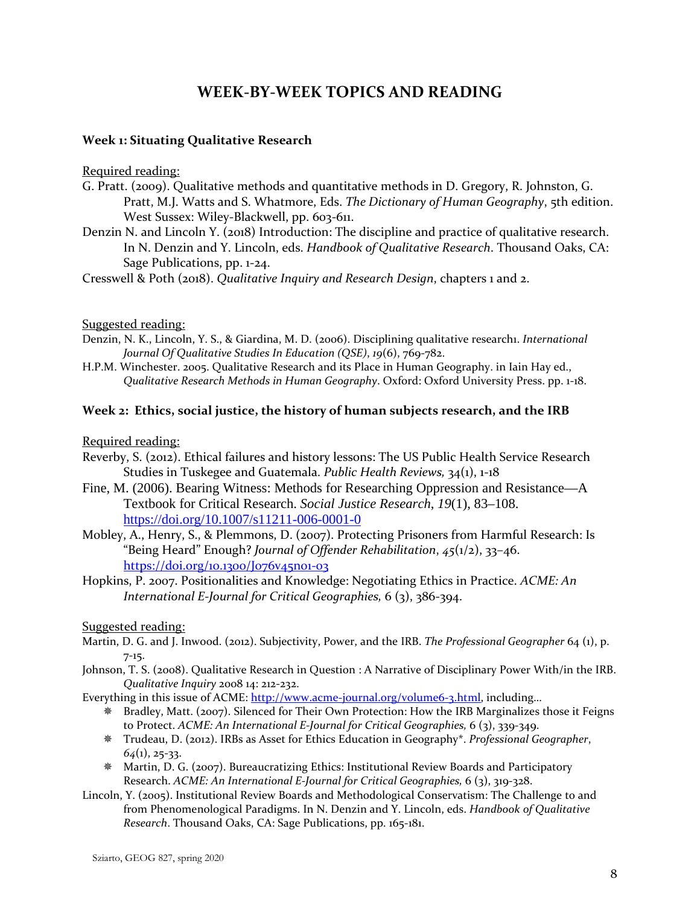# WEEK-BY-WEEK TOPICS AND READING

### Week 1: Situating Qualitative Research

Required reading:

G. Pratt. (2009). Qualitative methods and quantitative methods in D. Gregory, R. Johnston, G. Pratt, M.J. Watts and S. Whatmore, Eds. *The Dictionary of Human Geography*, 5th edition. West Sussex: Wiley-Blackwell, pp. 603-611.

Denzin N. and Lincoln Y. (2018) Introduction: The discipline and practice of qualitative research. In N. Denzin and Y. Lincoln, eds. *Handbook of Qualitative Research*. Thousand Oaks, CA: Sage Publications, pp. 1-24.

Cresswell & Poth (2018). *Qualitative Inquiry and Research Design*, chapters 1 and 2.

Suggested reading:

Denzin, N. K., Lincoln, Y. S., & Giardina, M. D. (2006). Disciplining qualitative research1. *International Journal Of Qualitative Studies In Education (QSE)*, *19*(6), 769-782.

H.P.M. Winchester. 2005. Qualitative Research and its Place in Human Geography. in Iain Hay ed., *Qualitative Research Methods in Human Geography*. Oxford: Oxford University Press. pp. 1-18.

### Week 2: Ethics, social justice, the history of human subjects research, and the IRB

Required reading:

Reverby, S. (2012). Ethical failures and history lessons: The US Public Health Service Research Studies in Tuskegee and Guatemala. *Public Health Reviews,* 34(1), 1-18

Fine, M. (2006). Bearing Witness: Methods for Researching Oppression and Resistance—A Textbook for Critical Research. *Social Justice Research*, *19*(1), 83–108. https://doi.org/10.1007/s11211-006-0001-0

Mobley, A., Henry, S., & Plemmons, D. (2007). Protecting Prisoners from Harmful Research: Is "Being Heard" Enough? *Journal of Offender Rehabilitation*, *45*(1/2), 33–46. https://doi.org/10.1300/J076v45n01-03

Hopkins, P. 2007. Positionalities and Knowledge: Negotiating Ethics in Practice. *ACME: An International E-Journal for Critical Geographies,* 6 (3), 386-394.

Suggested reading:

Martin, D. G. and J. Inwood. (2012). Subjectivity, Power, and the IRB. *The Professional Geographer* 64 (1), p. 7-15.

Johnson, T. S. (2008). Qualitative Research in Question : A Narrative of Disciplinary Power With/in the IRB. *Qualitative Inquiry* 2008 14: 212-232.

Everything in this issue of ACME: http://www.acme-journal.org/volume6-3.html, including…

- Bradley, Matt. (2007). Silenced for Their Own Protection: How the IRB Marginalizes those it Feigns to Protect. *ACME: An International E-Journal for Critical Geographies,* 6 (3), 339-349.
- Trudeau, D. (2012). IRBs as Asset for Ethics Education in Geography*. *Professional Geographer*, *64*(1), 25-33.
- Martin, D. G. (2007). Bureaucratizing Ethics: Institutional Review Boards and Participatory Research. *ACME: An International E-Journal for Critical Geographies,* 6 (3), 319-328.

Lincoln, Y. (2005). Institutional Review Boards and Methodological Conservatism: The Challenge to and from Phenomenological Paradigms. In N. Denzin and Y. Lincoln, eds. *Handbook of Qualitative Research*. Thousand Oaks, CA: Sage Publications, pp. 165-181.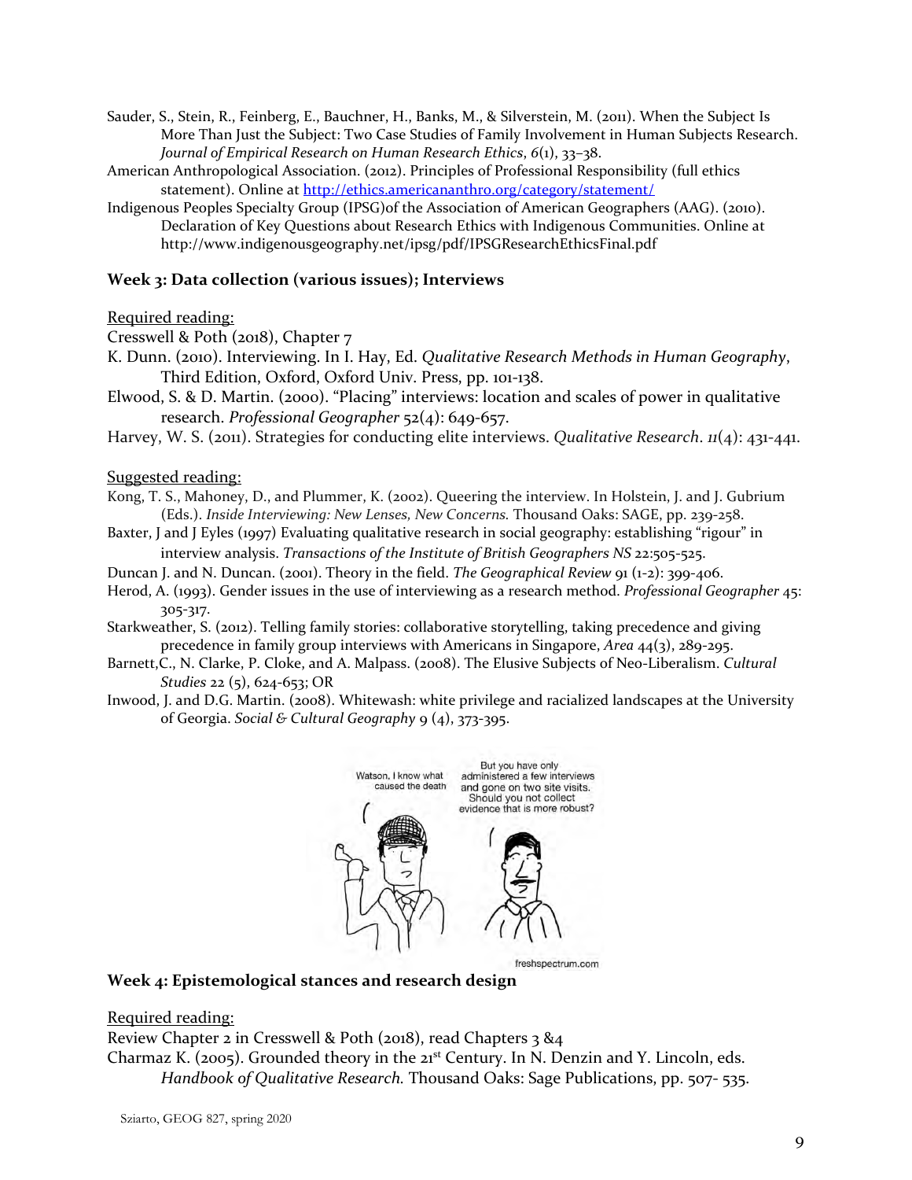Sauder, S., Stein, R., Feinberg, E., Bauchner, H., Banks, M., & Silverstein, M. (2011). When the Subject Is More Than Just the Subject: Two Case Studies of Family Involvement in Human Subjects Research. *Journal of Empirical Research on Human Research Ethics*, *6*(1), 33–38.

American Anthropological Association. (2012). Principles of Professional Responsibility (full ethics statement). Online at http://ethics.americananthro.org/category/statement/

Indigenous Peoples Specialty Group (IPSG)of the Association of American Geographers (AAG). (2010). Declaration of Key Questions about Research Ethics with Indigenous Communities. Online at http://www.indigenousgeography.net/ipsg/pdf/IPSGResearchEthicsFinal.pdf

### Week 3: Data collection (various issues); Interviews

Required reading:

Cresswell & Poth (2018), Chapter 7

K. Dunn. (2010). Interviewing. In I. Hay, Ed. *Qualitative Research Methods in Human Geography*, Third Edition, Oxford, Oxford Univ. Press, pp. 101-138.

Elwood, S. & D. Martin. (2000). "Placing" interviews: location and scales of power in qualitative research. *Professional Geographer* 52(4): 649-657.

Harvey, W. S. (2011). Strategies for conducting elite interviews. *Qualitative Research*. *11*(4): 431-441.

Suggested reading:

Kong, T. S., Mahoney, D., and Plummer, K. (2002). Queering the interview. In Holstein, J. and J. Gubrium (Eds.). *Inside Interviewing: New Lenses, New Concerns.* Thousand Oaks: SAGE, pp. 239-258.

Baxter, J and J Eyles (1997) Evaluating qualitative research in social geography: establishing "rigour" in interview analysis. *Transactions of the Institute of British Geographers NS* 22:505-525.

Duncan J. and N. Duncan. (2001). Theory in the field. *The Geographical Review* 91 (1-2): 399-406.

Herod, A. (1993). Gender issues in the use of interviewing as a research method. *Professional Geographer* 45: 305-317.

Starkweather, S. (2012). Telling family stories: collaborative storytelling, taking precedence and giving precedence in family group interviews with Americans in Singapore, *Area* 44(3), 289-295.

Barnett,C., N. Clarke, P. Cloke, and A. Malpass. (2008). The Elusive Subjects of Neo-Liberalism. *Cultural Studies* 22 (5), 624-653; OR

Inwood, J. and D.G. Martin. (2008). Whitewash: white privilege and racialized landscapes at the University of Georgia. *Social & Cultural Geography* 9 (4), 373-395.

### Week 4: Epistemological stances and research design

Required reading:

Review Chapter 2 in Cresswell & Poth (2018), read Chapters 3 &4

Charmaz K. (2005). Grounded theory in the 21st Century. In N. Denzin and Y. Lincoln, eds. *Handbook of Qualitative Research.* Thousand Oaks: Sage Publications, pp. 507- 535.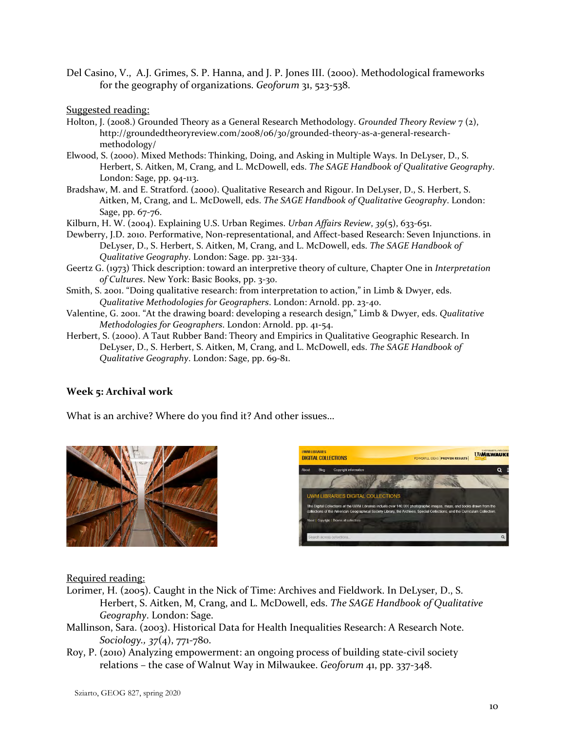Del Casino, V., A.J. Grimes, S. P. Hanna, and J. P. Jones III. (2000). Methodological frameworks for the geography of organizations. *Geoforum* 31, 523-538.

Suggested reading:

Holton, J. (2008.) Grounded Theory as a General Research Methodology. *Grounded Theory Review* 7 (2), http://groundedtheoryreview.com/2008/06/30/grounded-theory-as-a-general-research-methodology/

Elwood, S. (2000). Mixed Methods: Thinking, Doing, and Asking in Multiple Ways. In DeLyser, D., S. Herbert, S. Aitken, M, Crang, and L. McDowell, eds. *The SAGE Handbook of Qualitative Geography*. London: Sage, pp. 94-113.

Bradshaw, M. and E. Stratford. (2000). Qualitative Research and Rigour. In DeLyser, D., S. Herbert, S. Aitken, M, Crang, and L. McDowell, eds. *The SAGE Handbook of Qualitative Geography*. London: Sage, pp. 67-76.

Kilburn, H. W. (2004). Explaining U.S. Urban Regimes. *Urban Affairs Review*, *39*(5), 633-651.

Dewberry, J.D. 2010. Performative, Non-representational, and Affect-based Research: Seven Injunctions. in DeLyser, D., S. Herbert, S. Aitken, M, Crang, and L. McDowell, eds. *The SAGE Handbook of Qualitative Geography*. London: Sage. pp. 321-334.

Geertz G. (1973) Thick description: toward an interpretive theory of culture, Chapter One in *Interpretation of Cultures*. New York: Basic Books, pp. 3-30.

Smith, S. 2001. "Doing qualitative research: from interpretation to action," in Limb & Dwyer, eds. *Qualitative Methodologies for Geographers*. London: Arnold. pp. 23-40.

Valentine, G. 2001. "At the drawing board: developing a research design," Limb & Dwyer, eds. *Qualitative Methodologies for Geographers*. London: Arnold. pp. 41-54.

Herbert, S. (2000). A Taut Rubber Band: Theory and Empirics in Qualitative Geographic Research. In DeLyser, D., S. Herbert, S. Aitken, M, Crang, and L. McDowell, eds. *The SAGE Handbook of Qualitative Geography*. London: Sage, pp. 69-81.

**Week 5: Archival work**

What is an archive? Where do you find it? And other issues…

Required reading:

Lorimer, H. (2005). Caught in the Nick of Time: Archives and Fieldwork. In DeLyser, D., S. Herbert, S. Aitken, M, Crang, and L. McDowell, eds. *The SAGE Handbook of Qualitative Geography*. London: Sage.

Mallinson, Sara. (2003). Historical Data for Health Inequalities Research: A Research Note. *Sociology., 37*(4), 771-780.

Roy, P. (2010) Analyzing empowerment: an ongoing process of building state-civil society relations – the case of Walnut Way in Milwaukee. *Geoforum* 41, pp. 337-348.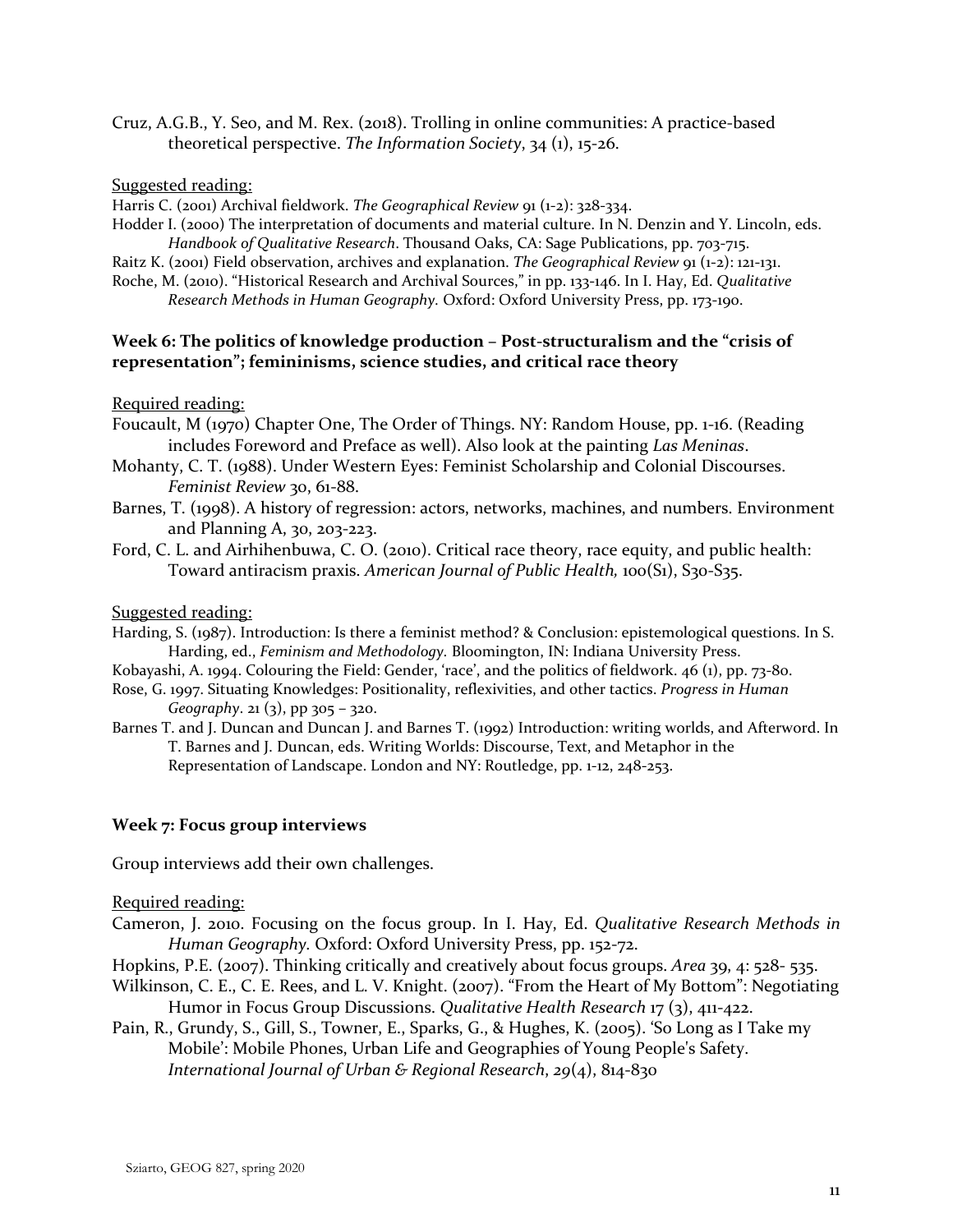Cruz, A.G.B., Y. Seo, and M. Rex. (2018). Trolling in online communities: A practice-based theoretical perspective. *The Information Society*, 34 (1), 15-26.

Suggested reading:

Harris C. (2001) Archival fieldwork. *The Geographical Review* 91 (1-2): 328-334.

Hodder I. (2000) The interpretation of documents and material culture. In N. Denzin and Y. Lincoln, eds. *Handbook of Qualitative Research*. Thousand Oaks, CA: Sage Publications, pp. 703-715.

Raitz K. (2001) Field observation, archives and explanation. *The Geographical Review* 91 (1-2): 121-131.

Roche, M. (2010). "Historical Research and Archival Sources," in pp. 133-146. In I. Hay, Ed. *Qualitative Research Methods in Human Geography.* Oxford: Oxford University Press, pp. 173-190.

### Week 6: The politics of knowledge production – Post-structuralism and the "crisis of representation"; femininisms, science studies, and critical race theory

Required reading:

Foucault, M (1970) Chapter One, The Order of Things. NY: Random House, pp. 1-16. (Reading includes Foreword and Preface as well). Also look at the painting *Las Meninas*.

Mohanty, C. T. (1988). Under Western Eyes: Feminist Scholarship and Colonial Discourses. *Feminist Review* 30, 61-88.

Barnes, T. (1998). A history of regression: actors, networks, machines, and numbers. Environment and Planning A, 30, 203-223.

Ford, C. L. and Airhihenbuwa, C. O. (2010). Critical race theory, race equity, and public health: Toward antiracism praxis. *American Journal of Public Health,* 100(S1), S30-S35.

Suggested reading:

Harding, S. (1987). Introduction: Is there a feminist method? & Conclusion: epistemological questions. In S. Harding, ed., *Feminism and Methodology.* Bloomington, IN: Indiana University Press.

Kobayashi, A. 1994. Colouring the Field: Gender, 'race', and the politics of fieldwork. 46 (1), pp. 73-80.

Rose, G. 1997. Situating Knowledges: Positionality, reflexivities, and other tactics. *Progress in Human Geography*. 21 (3), pp 305 – 320.

Barnes T. and J. Duncan and Duncan J. and Barnes T. (1992) Introduction: writing worlds, and Afterword. In T. Barnes and J. Duncan, eds. Writing Worlds: Discourse, Text, and Metaphor in the Representation of Landscape. London and NY: Routledge, pp. 1-12, 248-253.

### Week 7: Focus group interviews

Group interviews add their own challenges.

Required reading:

Cameron, J. 2010. Focusing on the focus group. In I. Hay, Ed. *Qualitative Research Methods in Human Geography.* Oxford: Oxford University Press, pp. 152-72.

Hopkins, P.E. (2007). Thinking critically and creatively about focus groups. *Area* 39, 4: 528- 535.

Wilkinson, C. E., C. E. Rees, and L. V. Knight. (2007). "From the Heart of My Bottom": Negotiating Humor in Focus Group Discussions. *Qualitative Health Research* 17 (3), 411-422.

Pain, R., Grundy, S., Gill, S., Towner, E., Sparks, G., & Hughes, K. (2005). 'So Long as I Take my Mobile': Mobile Phones, Urban Life and Geographies of Young People's Safety. *International Journal of Urban & Regional Research*, *29*(4), 814-830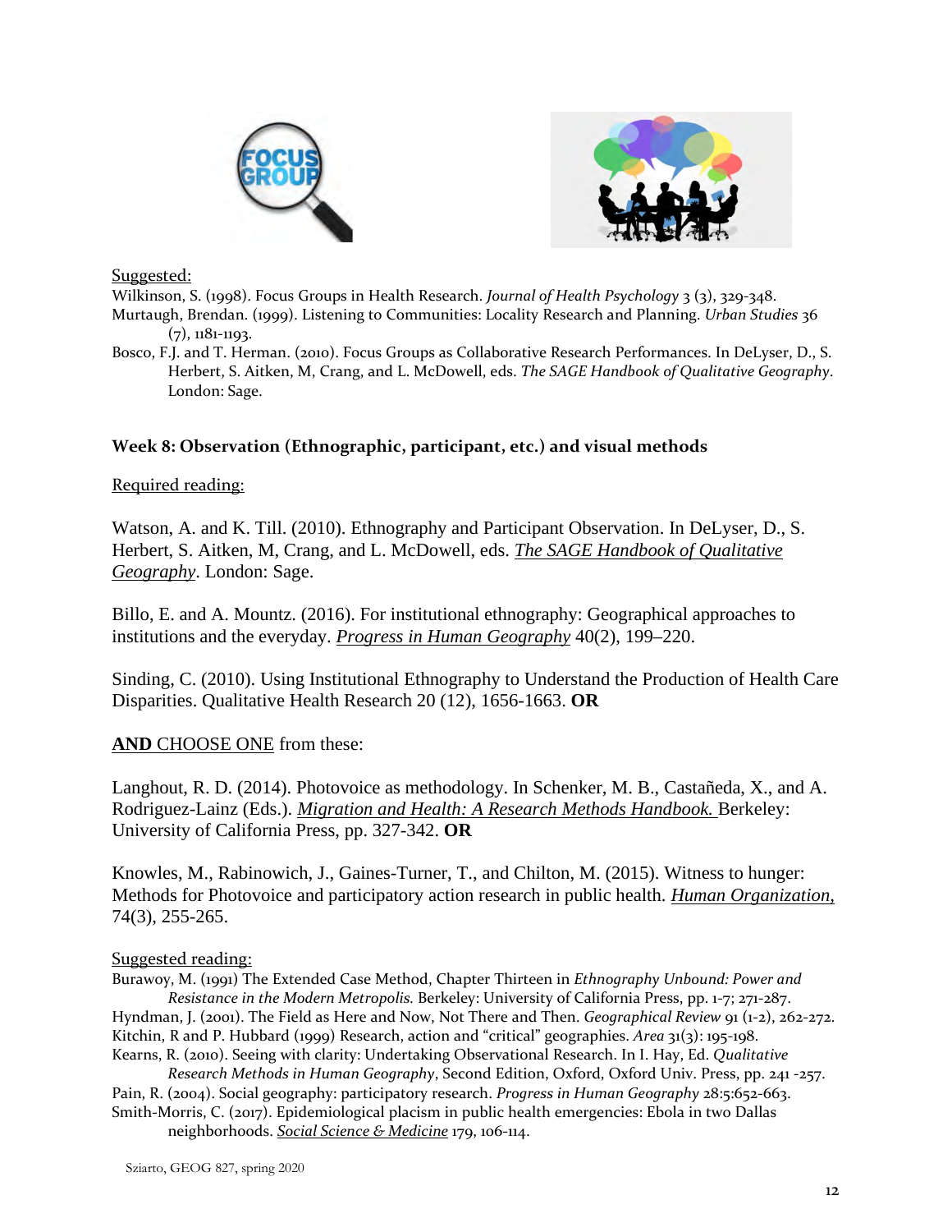Suggested:

Wilkinson, S. (1998). Focus Groups in Health Research. *Journal of Health Psychology* 3 (3), 329-348.

Murtaugh, Brendan. (1999). Listening to Communities: Locality Research and Planning. *Urban Studies* 36 (7), 1181-1193.

Bosco, F.J. and T. Herman. (2010). Focus Groups as Collaborative Research Performances. In DeLyser, D., S. Herbert, S. Aitken, M, Crang, and L. McDowell, eds. *The SAGE Handbook of Qualitative Geography*. London: Sage.

**Week 8: Observation (Ethnographic, participant, etc.) and visual methods**

Required reading:

Watson, A. and K. Till. (2010). Ethnography and Participant Observation. In DeLyser, D., S. Herbert, S. Aitken, M, Crang, and L. McDowell, eds. *The SAGE Handbook of Qualitative Geography*. London: Sage.

Billo, E. and A. Mountz. (2016). For institutional ethnography: Geographical approaches to institutions and the everyday. *Progress in Human Geography* 40(2), 199–220.

Sinding, C. (2010). Using Institutional Ethnography to Understand the Production of Health Care Disparities. Qualitative Health Research 20 (12), 1656-1663. **OR**

**AND** CHOOSE ONE from these:

Langhout, R. D. (2014). Photovoice as methodology. In Schenker, M. B., Castañeda, X., and A. Rodriguez-Lainz (Eds.). *Migration and Health: A Research Methods Handbook.* Berkeley: University of California Press, pp. 327-342. **OR**

Knowles, M., Rabinowich, J., Gaines-Turner, T., and Chilton, M. (2015). Witness to hunger: Methods for Photovoice and participatory action research in public health. *Human Organization,* 74(3), 255-265.

Suggested reading:

Burawoy, M. (1991) The Extended Case Method, Chapter Thirteen in *Ethnography Unbound: Power and Resistance in the Modern Metropolis.* Berkeley: University of California Press, pp. 1-7; 271-287.

Hyndman, J. (2001). The Field as Here and Now, Not There and Then. *Geographical Review* 91 (1-2), 262-272.

Kitchin, R and P. Hubbard (1999) Research, action and "critical" geographies. *Area* 31(3): 195-198.

Kearns, R. (2010). Seeing with clarity: Undertaking Observational Research. In I. Hay, Ed. *Qualitative Research Methods in Human Geography*, Second Edition, Oxford, Oxford Univ. Press, pp. 241 -257.

Pain, R. (2004). Social geography: participatory research. *Progress in Human Geography* 28:5:652-663.

Smith-Morris, C. (2017). Epidemiological placism in public health emergencies: Ebola in two Dallas neighborhoods. *Social Science & Medicine* 179, 106-114.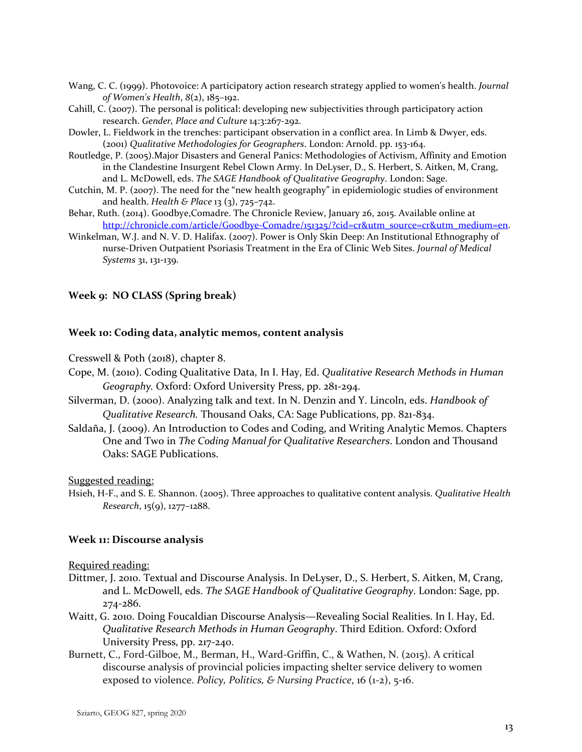Wang, C. C. (1999). Photovoice: A participatory action research strategy applied to women's health. *Journal of Women's Health*, *8*(2), 185–192.

Cahill, C. (2007). The personal is political: developing new subjectivities through participatory action research. *Gender, Place and Culture* 14:3:267-292.

Dowler, L. Fieldwork in the trenches: participant observation in a conflict area. In Limb & Dwyer, eds. (2001) *Qualitative Methodologies for Geographers*. London: Arnold. pp. 153-164.

Routledge, P. (2005).Major Disasters and General Panics: Methodologies of Activism, Affinity and Emotion in the Clandestine Insurgent Rebel Clown Army. In DeLyser, D., S. Herbert, S. Aitken, M, Crang, and L. McDowell, eds. *The SAGE Handbook of Qualitative Geography*. London: Sage.

Cutchin, M. P. (2007). The need for the "new health geography" in epidemiologic studies of environment and health. *Health & Place* 13 (3), 725–742.

Behar, Ruth. (2014). Goodbye,Comadre. The Chronicle Review, January 26, 2015. Available online at [http://chronicle.com/article/Goodbye-Comadre/151325/?cid=cr&utm_source=cr&utm_medium=en](http://chronicle.com/article/Goodbye-Comadre/151325/?cid=cr&utm_source=cr&utm_medium=en).

Winkelman, W.J. and N. V. D. Halifax. (2007). Power is Only Skin Deep: An Institutional Ethnography of nurse-Driven Outpatient Psoriasis Treatment in the Era of Clinic Web Sites. *Journal of Medical Systems* 31, 131-139.

### Week 9: NO CLASS (Spring break)

### Week 10: Coding data, analytic memos, content analysis

Cresswell & Poth (2018), chapter 8.

Cope, M. (2010). Coding Qualitative Data, In I. Hay, Ed. *Qualitative Research Methods in Human Geography.* Oxford: Oxford University Press, pp. 281-294.

Silverman, D. (2000). Analyzing talk and text. In N. Denzin and Y. Lincoln, eds. *Handbook of Qualitative Research.* Thousand Oaks, CA: Sage Publications, pp. 821-834.

Saldaña, J. (2009). An Introduction to Codes and Coding, and Writing Analytic Memos. Chapters One and Two in *The Coding Manual for Qualitative Researchers*. London and Thousand Oaks: SAGE Publications.

Suggested reading:

Hsieh, H-F., and S. E. Shannon. (2005). Three approaches to qualitative content analysis. *Qualitative Health Research*, 15(9), 1277–1288.

### Week 11: Discourse analysis

Required reading:

Dittmer, J. 2010. Textual and Discourse Analysis. In DeLyser, D., S. Herbert, S. Aitken, M, Crang, and L. McDowell, eds. *The SAGE Handbook of Qualitative Geography*. London: Sage, pp. 274-286.

Waitt, G. 2010. Doing Foucaldian Discourse Analysis—Revealing Social Realities. In I. Hay, Ed. *Qualitative Research Methods in Human Geography*. Third Edition. Oxford: Oxford University Press, pp. 217-240.

Burnett, C., Ford-Gilboe, M., Berman, H., Ward-Griffin, C., & Wathen, N. (2015). A critical discourse analysis of provincial policies impacting shelter service delivery to women exposed to violence. *Policy, Politics, & Nursing Practice*, 16 (1-2), 5-16.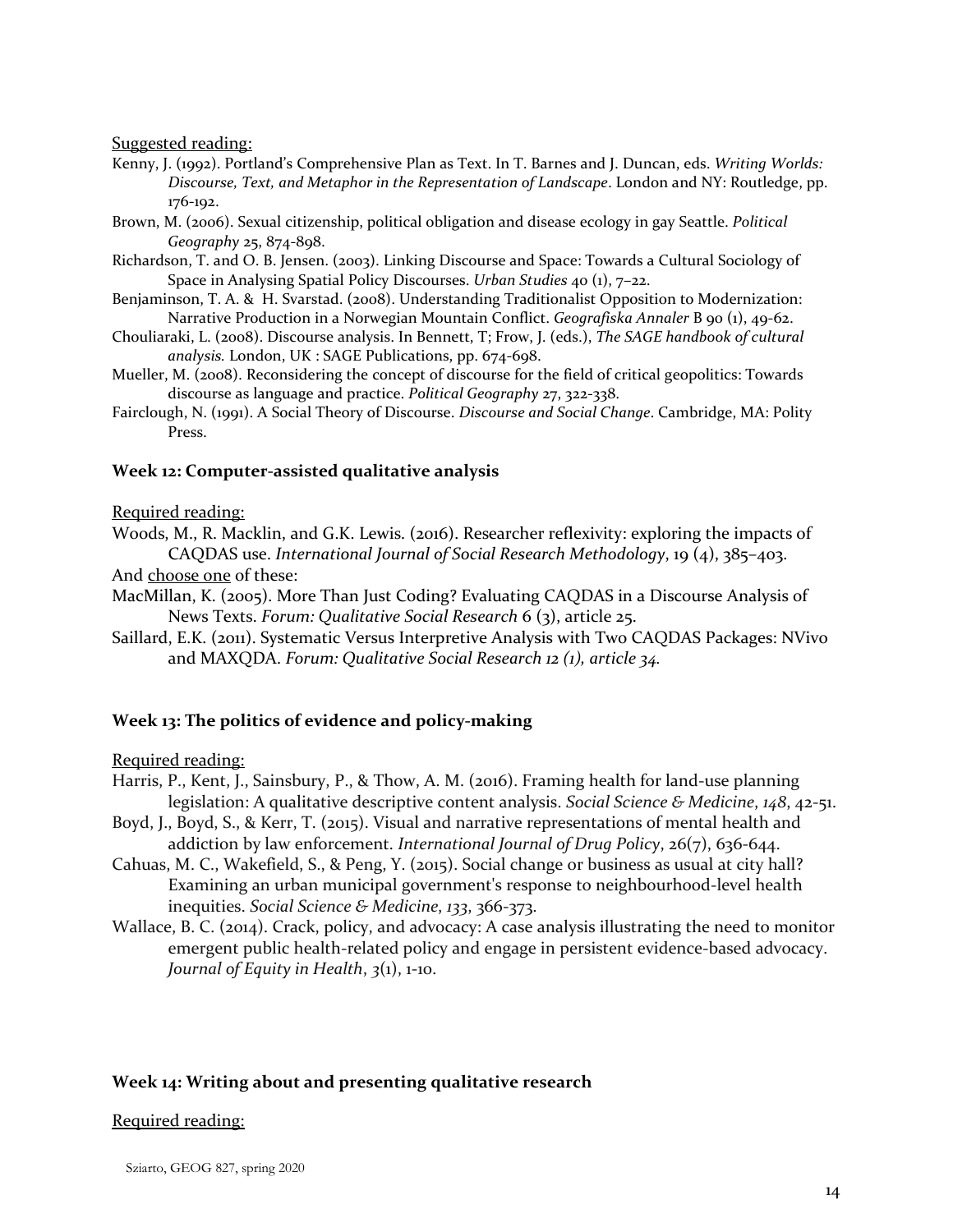Suggested reading:

Kenny, J. (1992). Portland's Comprehensive Plan as Text. In T. Barnes and J. Duncan, eds. *Writing Worlds: Discourse, Text, and Metaphor in the Representation of Landscape*. London and NY: Routledge, pp. 176-192.

Brown, M. (2006). Sexual citizenship, political obligation and disease ecology in gay Seattle. *Political Geography* 25, 874-898.

Richardson, T. and O. B. Jensen. (2003). Linking Discourse and Space: Towards a Cultural Sociology of Space in Analysing Spatial Policy Discourses. *Urban Studies* 40 (1), 7–22.

Benjaminson, T. A. & H. Svarstad. (2008). Understanding Traditionalist Opposition to Modernization: Narrative Production in a Norwegian Mountain Conflict. *Geografiska Annaler* B 90 (1), 49-62.

Chouliaraki, L. (2008). Discourse analysis. In Bennett, T; Frow, J. (eds.), *The SAGE handbook of cultural analysis.* London, UK : SAGE Publications, pp. 674-698.

Mueller, M. (2008). Reconsidering the concept of discourse for the field of critical geopolitics: Towards discourse as language and practice. *Political Geography* 27, 322-338.

Fairclough, N. (1991). A Social Theory of Discourse. *Discourse and Social Change*. Cambridge, MA: Polity Press.

### Week 12: Computer-assisted qualitative analysis

Required reading:

Woods, M., R. Macklin, and G.K. Lewis. (2016). Researcher reflexivity: exploring the impacts of CAQDAS use. *International Journal of Social Research Methodology*, 19 (4), 385–403.

And choose one of these:

MacMillan, K. (2005). More Than Just Coding? Evaluating CAQDAS in a Discourse Analysis of News Texts. *Forum: Qualitative Social Research* 6 (3), article 25.

Saillard, E.K. (2011). Systematic Versus Interpretive Analysis with Two CAQDAS Packages: NVivo and MAXQDA. *Forum: Qualitative Social Research 12 (1), article 34.*

### Week 13: The politics of evidence and policy-making

Required reading:

Harris, P., Kent, J., Sainsbury, P., & Thow, A. M. (2016). Framing health for land-use planning legislation: A qualitative descriptive content analysis. *Social Science & Medicine*, *148*, 42-51.

Boyd, J., Boyd, S., & Kerr, T. (2015). Visual and narrative representations of mental health and addiction by law enforcement. *International Journal of Drug Policy*, 26(7), 636-644.

Cahuas, M. C., Wakefield, S., & Peng, Y. (2015). Social change or business as usual at city hall? Examining an urban municipal government's response to neighbourhood-level health inequities. *Social Science & Medicine*, *133*, 366-373.

Wallace, B. C. (2014). Crack, policy, and advocacy: A case analysis illustrating the need to monitor emergent public health-related policy and engage in persistent evidence-based advocacy. *Journal of Equity in Health*, *3*(1), 1-10.

### Week 14: Writing about and presenting qualitative research

Required reading: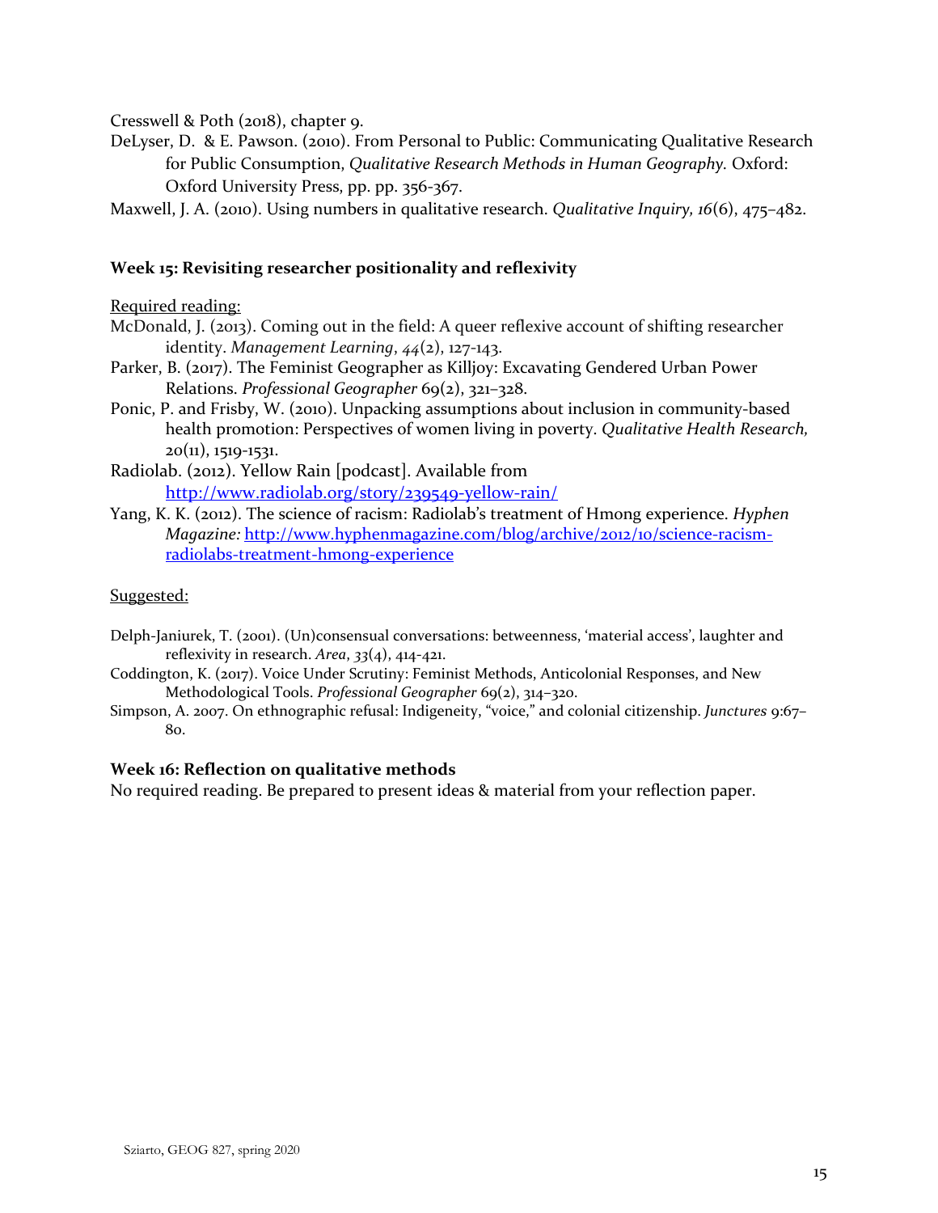Cresswell & Poth (2018), chapter 9.

DeLyser, D. & E. Pawson. (2010). From Personal to Public: Communicating Qualitative Research for Public Consumption, *Qualitative Research Methods in Human Geography.* Oxford: Oxford University Press, pp. pp. 356-367.

Maxwell, J. A. (2010). Using numbers in qualitative research. *Qualitative Inquiry, 16*(6), 475–482.

### Week 15: Revisiting researcher positionality and reflexivity

<u>Required reading:</u>

McDonald, J. (2013). Coming out in the field: A queer reflexive account of shifting researcher identity. *Management Learning*, *44*(2), 127-143.

Parker, B. (2017). The Feminist Geographer as Killjoy: Excavating Gendered Urban Power Relations. *Professional Geographer* 69(2), 321–328.

Ponic, P. and Frisby, W. (2010). Unpacking assumptions about inclusion in community-based health promotion: Perspectives of women living in poverty. *Qualitative Health Research,* 20(11), 1519-1531.

Radiolab. (2012). Yellow Rain [podcast]. Available from http://www.radiolab.org/story/239549-yellow-rain/

Yang, K. K. (2012). The science of racism: Radiolab's treatment of Hmong experience. *Hyphen Magazine:* http://www.hyphenmagazine.com/blog/archive/2012/10/science-racism-radiolabs-treatment-hmong-experience

<u>Suggested:</u>

Delph-Janiurek, T. (2001). (Un)consensual conversations: betweenness, 'material access', laughter and reflexivity in research. *Area*, *33*(4), 414-421.

Coddington, K. (2017). Voice Under Scrutiny: Feminist Methods, Anticolonial Responses, and New Methodological Tools. *Professional Geographer* 69(2), 314–320.

Simpson, A. 2007. On ethnographic refusal: Indigeneity, "voice," and colonial citizenship. *Junctures* 9:67–80.

### Week 16: Reflection on qualitative methods

No required reading. Be prepared to present ideas & material from your reflection paper.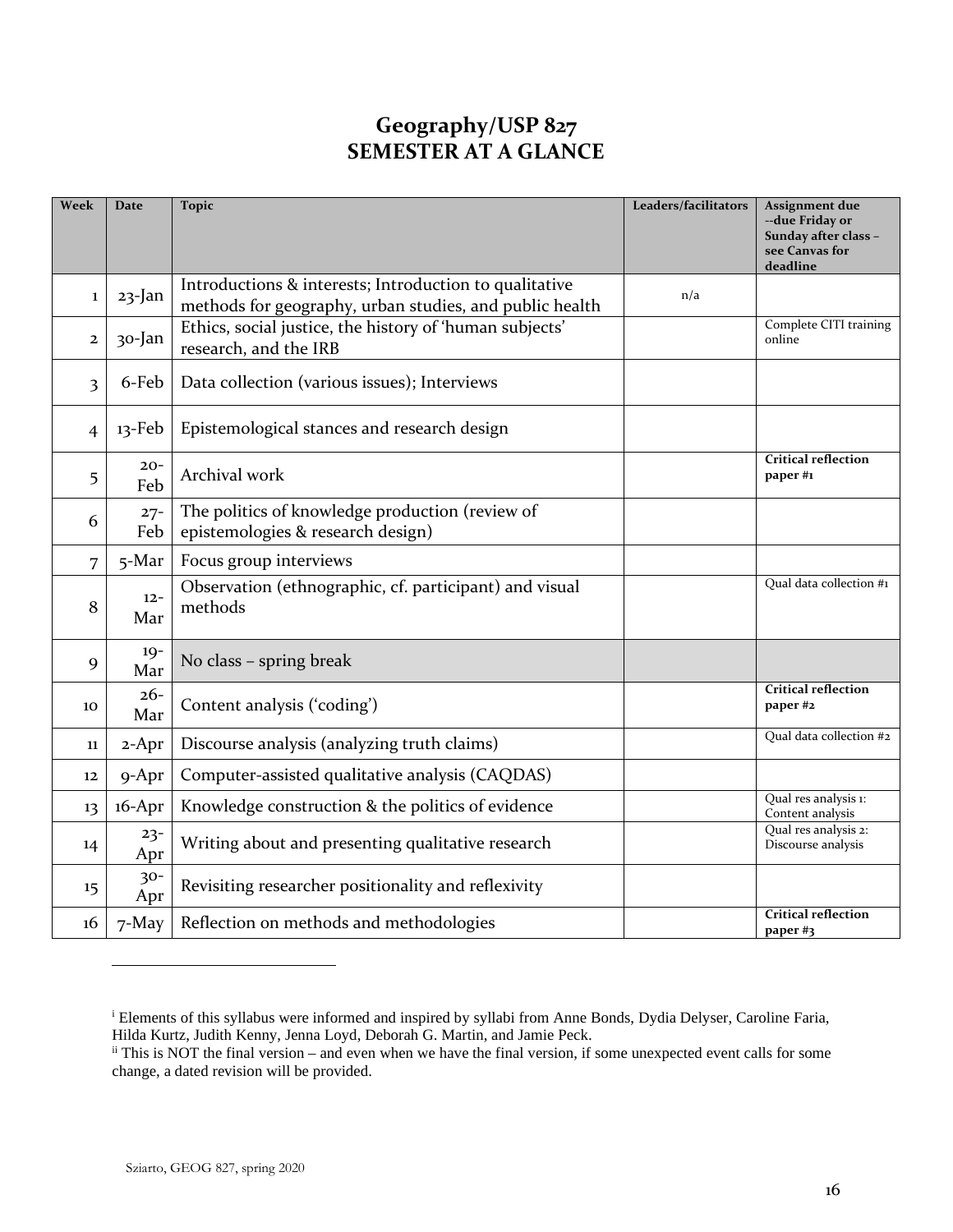# Geography/USP 827
# SEMESTER AT A GLANCE

| Week | Date | Topic | Leaders/facilitators | Assignment due --due Friday or Sunday after class – see Canvas for deadline |
|---|---|---|---|---|
| 1 | 23-Jan | Introductions & interests; Introduction to qualitative methods for geography, urban studies, and public health | n/a | |
| 2 | 30-Jan | Ethics, social justice, the history of 'human subjects' research, and the IRB | | Complete CITI training online |
| 3 | 6-Feb | Data collection (various issues); Interviews | | |
| 4 | 13-Feb | Epistemological stances and research design | | |
| 5 | 20-Feb | Archival work | | **Critical reflection paper #1** |
| 6 | 27-Feb | The politics of knowledge production (review of epistemologies & research design) | | |
| 7 | 5-Mar | Focus group interviews | | |
| 8 | 12-Mar | Observation (ethnographic, cf. participant) and visual methods | | Qual data collection #1 |
| 9 | 19-Mar | No class – spring break | | |
| 10 | 26-Mar | Content analysis ('coding') | | **Critical reflection paper #2** |
| 11 | 2-Apr | Discourse analysis (analyzing truth claims) | | Qual data collection #2 |
| 12 | 9-Apr | Computer-assisted qualitative analysis (CAQDAS) | | |
| 13 | 16-Apr | Knowledge construction & the politics of evidence | | Qual res analysis 1: Content analysis |
| 14 | 23-Apr | Writing about and presenting qualitative research | | Qual res analysis 2: Discourse analysis |
| 15 | 30-Apr | Revisiting researcher positionality and reflexivity | | |
| 16 | 7-May | Reflection on methods and methodologies | | **Critical reflection paper #3** |

---

[i] Elements of this syllabus were informed and inspired by syllabi from Anne Bonds, Dydia Delyser, Caroline Faria, Hilda Kurtz, Judith Kenny, Jenna Loyd, Deborah G. Martin, and Jamie Peck.

[ii] This is NOT the final version – and even when we have the final version, if some unexpected event calls for some change, a dated revision will be provided.